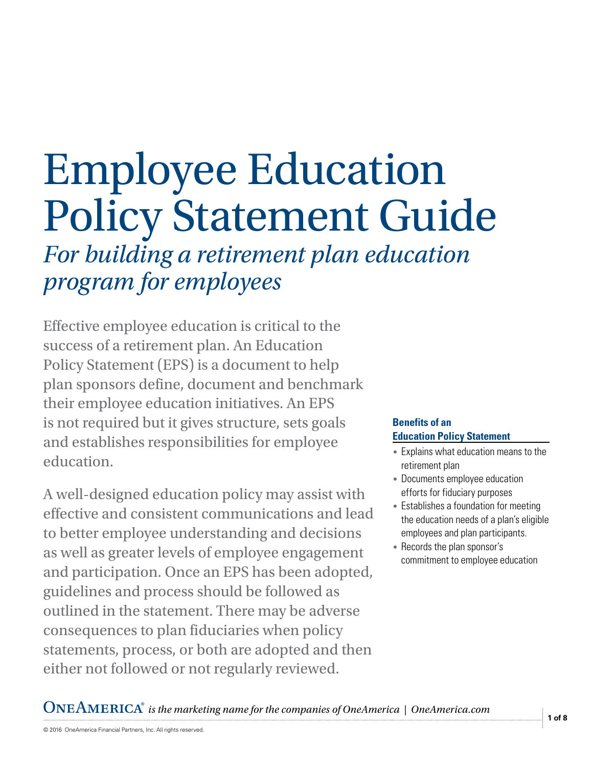# Employee Education Policy Statement Guide

## *For building a retirement plan education program for employees*

Effective employee education is critical to the success of a retirement plan. An Education Policy Statement (EPS) is a document to help plan sponsors define, document and benchmark their employee education initiatives. An EPS is not required but it gives structure, sets goals and establishes responsibilities for employee education.

A well-designed education policy may assist with effective and consistent communications and lead to better employee understanding and decisions as well as greater levels of employee engagement and participation. Once an EPS has been adopted, guidelines and process should be followed as outlined in the statement. There may be adverse consequences to plan fiduciaries when policy statements, process, or both are adopted and then either not followed or not regularly reviewed.

**Benefits of an Education Policy Statement**

- Explains what education means to the retirement plan
- Documents employee education efforts for fiduciary purposes
- Establishes a foundation for meeting the education needs of a plan's eligible employees and plan participants.
- Records the plan sponsor's commitment to employee education

ONEAMERICA® *is the marketing name for the companies of OneAmerica | OneAmerica.com*

© 2016 OneAmerica Financial Partners, Inc. All rights reserved.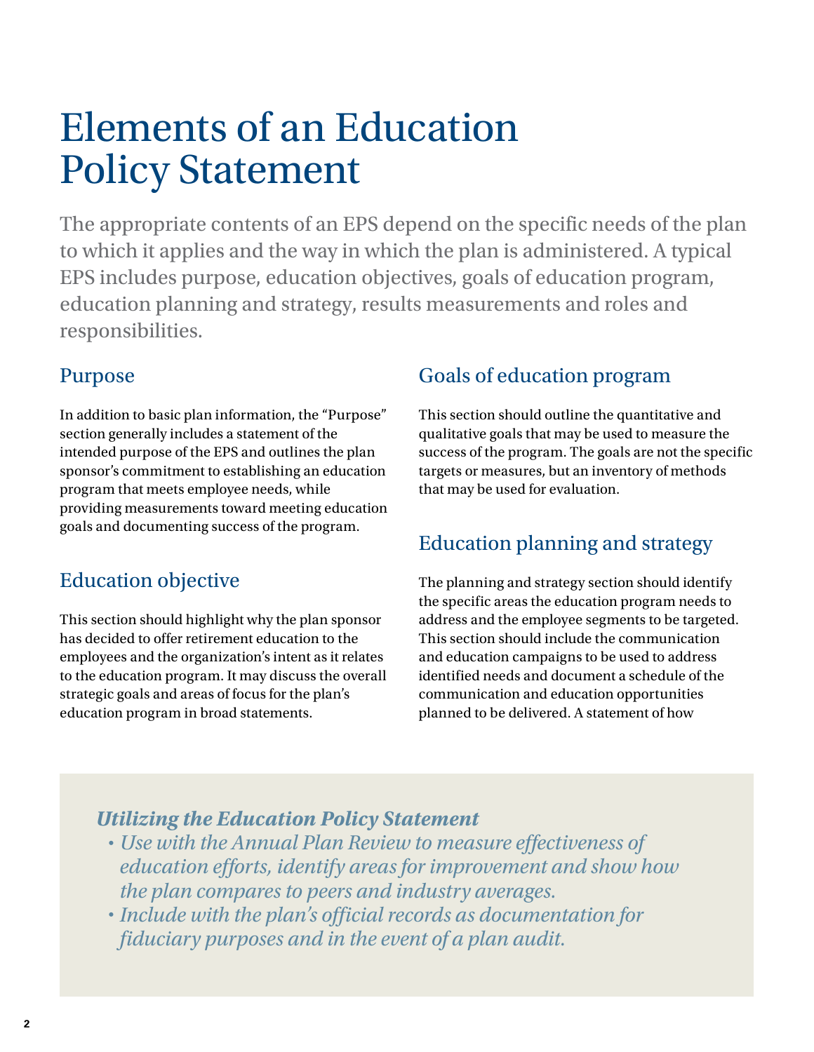# Elements of an Education Policy Statement

The appropriate contents of an EPS depend on the specific needs of the plan to which it applies and the way in which the plan is administered. A typical EPS includes purpose, education objectives, goals of education program, education planning and strategy, results measurements and roles and responsibilities.

## Purpose

In addition to basic plan information, the "Purpose" section generally includes a statement of the intended purpose of the EPS and outlines the plan sponsor's commitment to establishing an education program that meets employee needs, while providing measurements toward meeting education goals and documenting success of the program.

## Education objective

This section should highlight why the plan sponsor has decided to offer retirement education to the employees and the organization's intent as it relates to the education program. It may discuss the overall strategic goals and areas of focus for the plan's education program in broad statements.

## Goals of education program

This section should outline the quantitative and qualitative goals that may be used to measure the success of the program. The goals are not the specific targets or measures, but an inventory of methods that may be used for evaluation.

## Education planning and strategy

The planning and strategy section should identify the specific areas the education program needs to address and the employee segments to be targeted. This section should include the communication and education campaigns to be used to address identified needs and document a schedule of the communication and education opportunities planned to be delivered. A statement of how

***Utilizing the Education Policy Statement***

- *Use with the Annual Plan Review to measure effectiveness of education efforts, identify areas for improvement and show how the plan compares to peers and industry averages.*
- *Include with the plan's official records as documentation for fiduciary purposes and in the event of a plan audit.*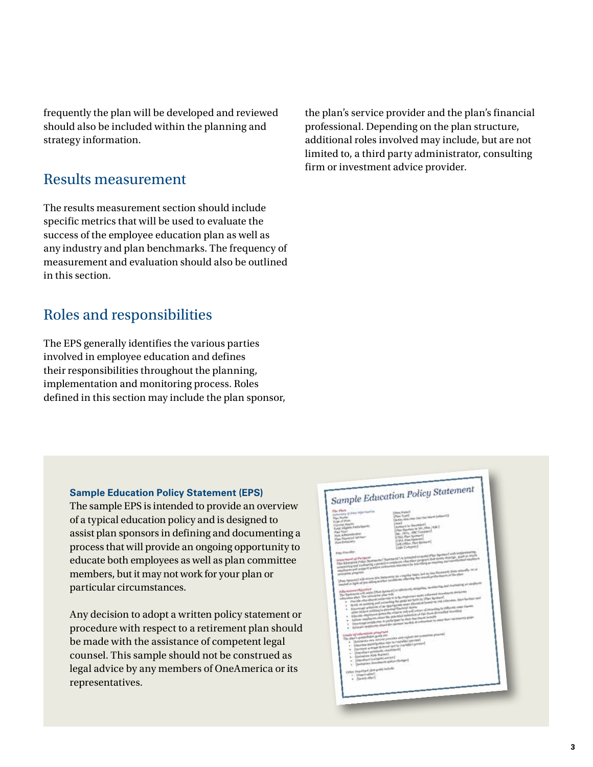frequently the plan will be developed and reviewed should also be included within the planning and strategy information.

## Results measurement

The results measurement section should include specific metrics that will be used to evaluate the success of the employee education plan as well as any industry and plan benchmarks. The frequency of measurement and evaluation should also be outlined in this section.

## Roles and responsibilities

The EPS generally identifies the various parties involved in employee education and defines their responsibilities throughout the planning, implementation and monitoring process. Roles defined in this section may include the plan sponsor, the plan's service provider and the plan's financial professional. Depending on the plan structure, additional roles involved may include, but are not limited to, a third party administrator, consulting firm or investment advice provider.

**Sample Education Policy Statement (EPS)**

The sample EPS is intended to provide an overview of a typical education policy and is designed to assist plan sponsors in defining and documenting a process that will provide an ongoing opportunity to educate both employees as well as plan committee members, but it may not work for your plan or particular circumstances.

Any decision to adopt a written policy statement or procedure with respect to a retirement plan should be made with the assistance of competent legal counsel. This sample should not be construed as legal advice by any members of OneAmerica or its representatives.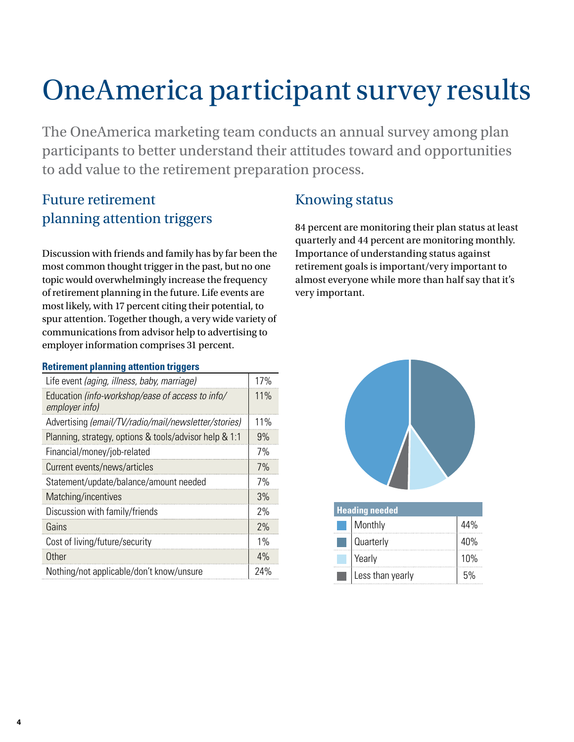# OneAmerica participant survey results

The OneAmerica marketing team conducts an annual survey among plan participants to better understand their attitudes toward and opportunities to add value to the retirement preparation process.

## Future retirement planning attention triggers

Discussion with friends and family has by far been the most common thought trigger in the past, but no one topic would overwhelmingly increase the frequency of retirement planning in the future. Life events are most likely, with 17 percent citing their potential, to spur attention. Together though, a very wide variety of communications from advisor help to advertising to employer information comprises 31 percent.

**Retirement planning attention triggers**

| | |
|---|---|
| Life event *(aging, illness, baby, marriage)* | 17% |
| Education *(info-workshop/ease of access to info/ employer info)* | 11% |
| Advertising *(email/TV/radio/mail/newsletter/stories)* | 11% |
| Planning, strategy, options & tools/advisor help & 1:1 | 9% |
| Financial/money/job-related | 7% |
| Current events/news/articles | 7% |
| Statement/update/balance/amount needed | 7% |
| Matching/incentives | 3% |
| Discussion with family/friends | 2% |
| Gains | 2% |
| Cost of living/future/security | 1% |
| Other | 4% |
| Nothing/not applicable/don't know/unsure | 24% |

## Knowing status

84 percent are monitoring their plan status at least quarterly and 44 percent are monitoring monthly. Importance of understanding status against retirement goals is important/very important to almost everyone while more than half say that it's very important.

| Heading needed | |
|---|---|
| Monthly | 44% |
| Quarterly | 40% |
| Yearly | 10% |
| Less than yearly | 5% |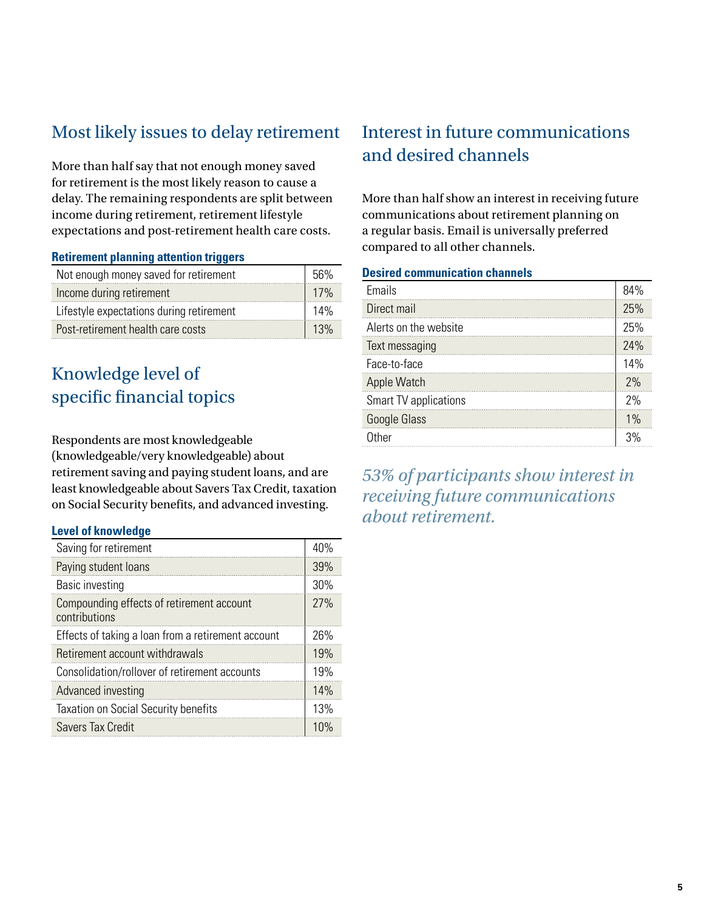## Most likely issues to delay retirement

More than half say that not enough money saved for retirement is the most likely reason to cause a delay. The remaining respondents are split between income during retirement, retirement lifestyle expectations and post-retirement health care costs.

**Retirement planning attention triggers**

| | |
|---|---|
| Not enough money saved for retirement | 56% |
| Income during retirement | 17% |
| Lifestyle expectations during retirement | 14% |
| Post-retirement health care costs | 13% |

## Knowledge level of specific financial topics

Respondents are most knowledgeable (knowledgeable/very knowledgeable) about retirement saving and paying student loans, and are least knowledgeable about Savers Tax Credit, taxation on Social Security benefits, and advanced investing.

**Level of knowledge**

| | |
|---|---|
| Saving for retirement | 40% |
| Paying student loans | 39% |
| Basic investing | 30% |
| Compounding effects of retirement account contributions | 27% |
| Effects of taking a loan from a retirement account | 26% |
| Retirement account withdrawals | 19% |
| Consolidation/rollover of retirement accounts | 19% |
| Advanced investing | 14% |
| Taxation on Social Security benefits | 13% |
| Savers Tax Credit | 10% |

## Interest in future communications and desired channels

More than half show an interest in receiving future communications about retirement planning on a regular basis. Email is universally preferred compared to all other channels.

**Desired communication channels**

| | |
|---|---|
| Emails | 84% |
| Direct mail | 25% |
| Alerts on the website | 25% |
| Text messaging | 24% |
| Face-to-face | 14% |
| Apple Watch | 2% |
| Smart TV applications | 2% |
| Google Glass | 1% |
| Other | 3% |

*53% of participants show interest in receiving future communications about retirement.*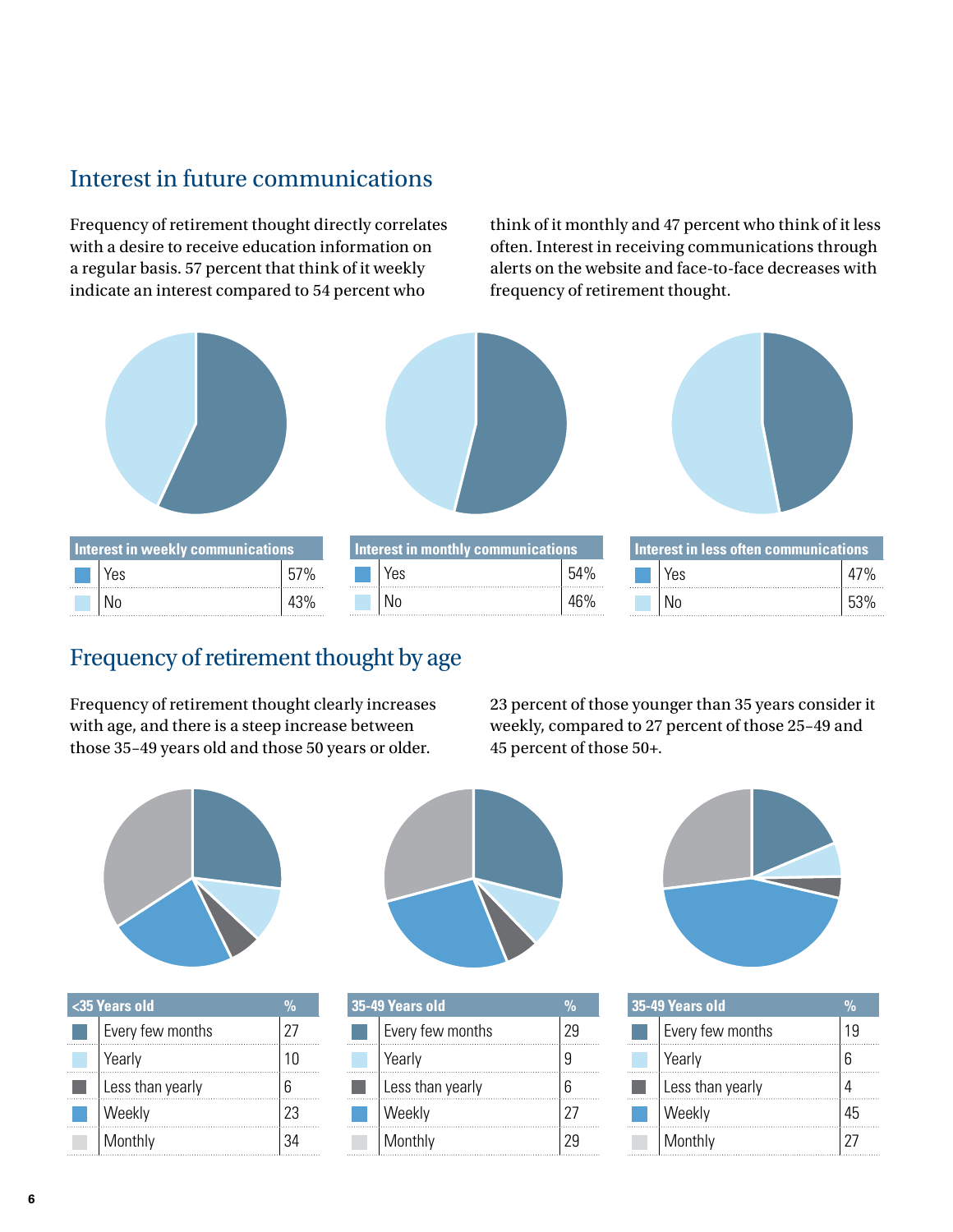## Interest in future communications

Frequency of retirement thought directly correlates with a desire to receive education information on a regular basis. 57 percent that think of it weekly indicate an interest compared to 54 percent who think of it monthly and 47 percent who think of it less often. Interest in receiving communications through alerts on the website and face-to-face decreases with frequency of retirement thought.

| Interest in weekly communications | |
|---|---|
| Yes | 57% |
| No | 43% |

| Interest in monthly communications | |
|---|---|
| Yes | 54% |
| No | 46% |

| Interest in less often communications | |
|---|---|
| Yes | 47% |
| No | 53% |

## Frequency of retirement thought by age

Frequency of retirement thought clearly increases with age, and there is a steep increase between those 35–49 years old and those 50 years or older. 23 percent of those younger than 35 years consider it weekly, compared to 27 percent of those 25–49 and 45 percent of those 50+.

| <35 Years old | % |
|---|---|
| Every few months | 27 |
| Yearly | 10 |
| Less than yearly | 6 |
| Weekly | 23 |
| Monthly | 34 |

| 35-49 Years old | % |
|---|---|
| Every few months | 29 |
| Yearly | 9 |
| Less than yearly | 6 |
| Weekly | 27 |
| Monthly | 29 |

| 35-49 Years old | % |
|---|---|
| Every few months | 19 |
| Yearly | 6 |
| Less than yearly | 4 |
| Weekly | 45 |
| Monthly | 27 |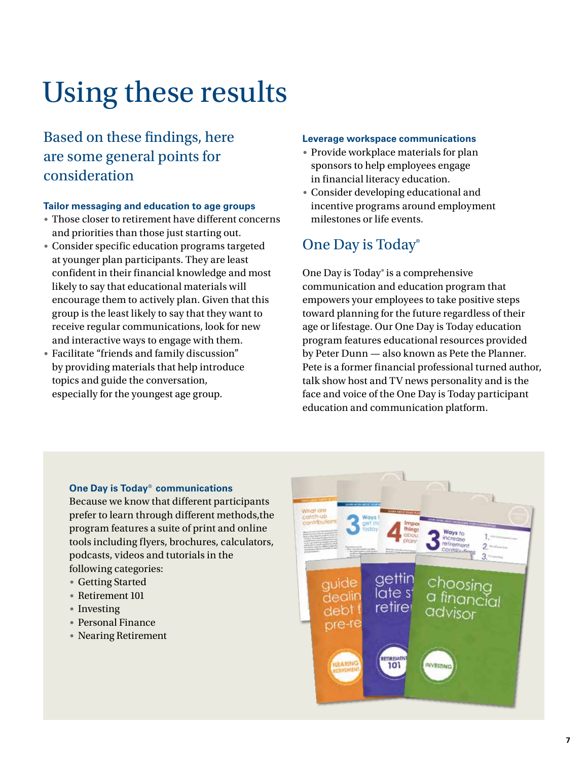# Using these results

## Based on these findings, here are some general points for consideration

**Tailor messaging and education to age groups**

- Those closer to retirement have different concerns and priorities than those just starting out.
- Consider specific education programs targeted at younger plan participants. They are least confident in their financial knowledge and most likely to say that educational materials will encourage them to actively plan. Given that this group is the least likely to say that they want to receive regular communications, look for new and interactive ways to engage with them.
- Facilitate "friends and family discussion" by providing materials that help introduce topics and guide the conversation, especially for the youngest age group.

**Leverage workspace communications**

- Provide workplace materials for plan sponsors to help employees engage in financial literacy education.
- Consider developing educational and incentive programs around employment milestones or life events.

## One Day is Today®

One Day is Today® is a comprehensive communication and education program that empowers your employees to take positive steps toward planning for the future regardless of their age or lifestage. Our One Day is Today education program features educational resources provided by Peter Dunn — also known as Pete the Planner. Pete is a former financial professional turned author, talk show host and TV news personality and is the face and voice of the One Day is Today participant education and communication platform.

**One Day is Today® communications**

Because we know that different participants prefer to learn through different methods,the program features a suite of print and online tools including flyers, brochures, calculators, podcasts, videos and tutorials in the following categories:

- Getting Started
- Retirement 101
- Investing
- Personal Finance
- Nearing Retirement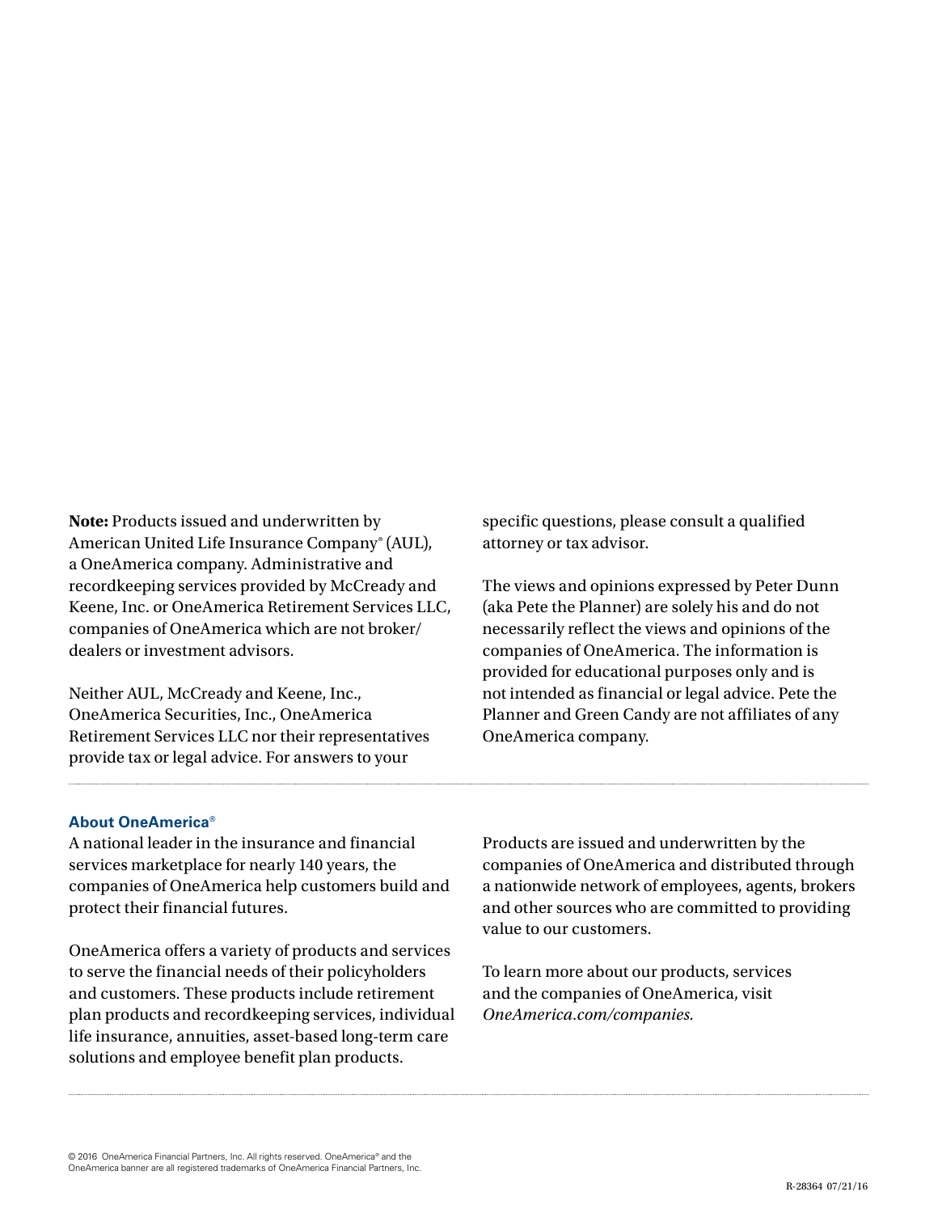**Note:** Products issued and underwritten by American United Life Insurance Company® (AUL), a OneAmerica company. Administrative and recordkeeping services provided by McCready and Keene, Inc. or OneAmerica Retirement Services LLC, companies of OneAmerica which are not broker/dealers or investment advisors.

Neither AUL, McCready and Keene, Inc., OneAmerica Securities, Inc., OneAmerica Retirement Services LLC nor their representatives provide tax or legal advice. For answers to your specific questions, please consult a qualified attorney or tax advisor.

The views and opinions expressed by Peter Dunn (aka Pete the Planner) are solely his and do not necessarily reflect the views and opinions of the companies of OneAmerica. The information is provided for educational purposes only and is not intended as financial or legal advice. Pete the Planner and Green Candy are not affiliates of any OneAmerica company.

---

**About OneAmerica®**

A national leader in the insurance and financial services marketplace for nearly 140 years, the companies of OneAmerica help customers build and protect their financial futures.

OneAmerica offers a variety of products and services to serve the financial needs of their policyholders and customers. These products include retirement plan products and recordkeeping services, individual life insurance, annuities, asset-based long-term care solutions and employee benefit plan products.

Products are issued and underwritten by the companies of OneAmerica and distributed through a nationwide network of employees, agents, brokers and other sources who are committed to providing value to our customers.

To learn more about our products, services and the companies of OneAmerica, visit *OneAmerica.com/companies.*

---

© 2016 OneAmerica Financial Partners, Inc. All rights reserved. OneAmerica® and the OneAmerica banner are all registered trademarks of OneAmerica Financial Partners, Inc.

R-28364 07/21/16